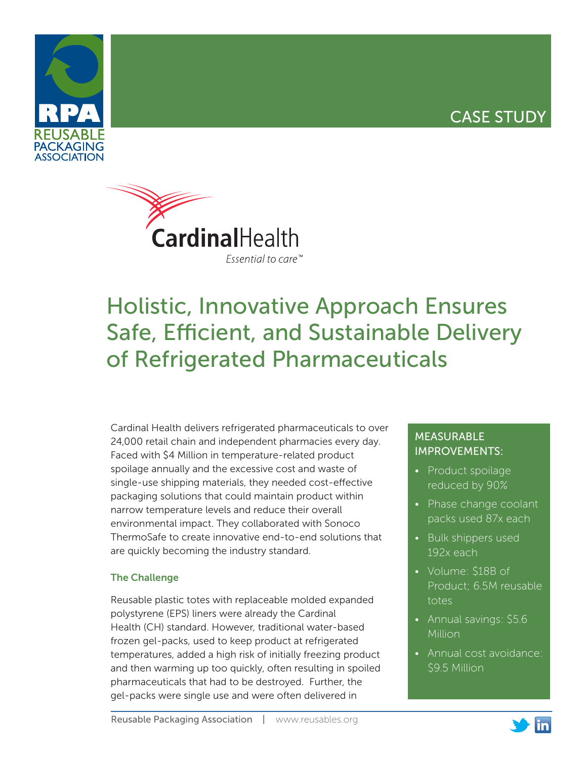CASE STUDY

# Holistic, Innovative Approach Ensures Safe, Efficient, and Sustainable Delivery of Refrigerated Pharmaceuticals

Cardinal Health delivers refrigerated pharmaceuticals to over 24,000 retail chain and independent pharmacies every day. Faced with $4 Million in temperature-related product spoilage annually and the excessive cost and waste of single-use shipping materials, they needed cost-effective packaging solutions that could maintain product within narrow temperature levels and reduce their overall environmental impact. They collaborated with Sonoco ThermoSafe to create innovative end-to-end solutions that are quickly becoming the industry standard.

### The Challenge

Reusable plastic totes with replaceable molded expanded polystyrene (EPS) liners were already the Cardinal Health (CH) standard. However, traditional water-based frozen gel-packs, used to keep product at refrigerated temperatures, added a high risk of initially freezing product and then warming up too quickly, often resulting in spoiled pharmaceuticals that had to be destroyed. Further, the gel-packs were single use and were often delivered in

### MEASURABLE IMPROVEMENTS:

- Product spoilage reduced by 90%
- Phase change coolant packs used 87x each
- Bulk shippers used 192x each
- Volume: $18B of Product; 6.5M reusable totes
- Annual savings: $5.6 Million
- Annual cost avoidance: $9.5 Million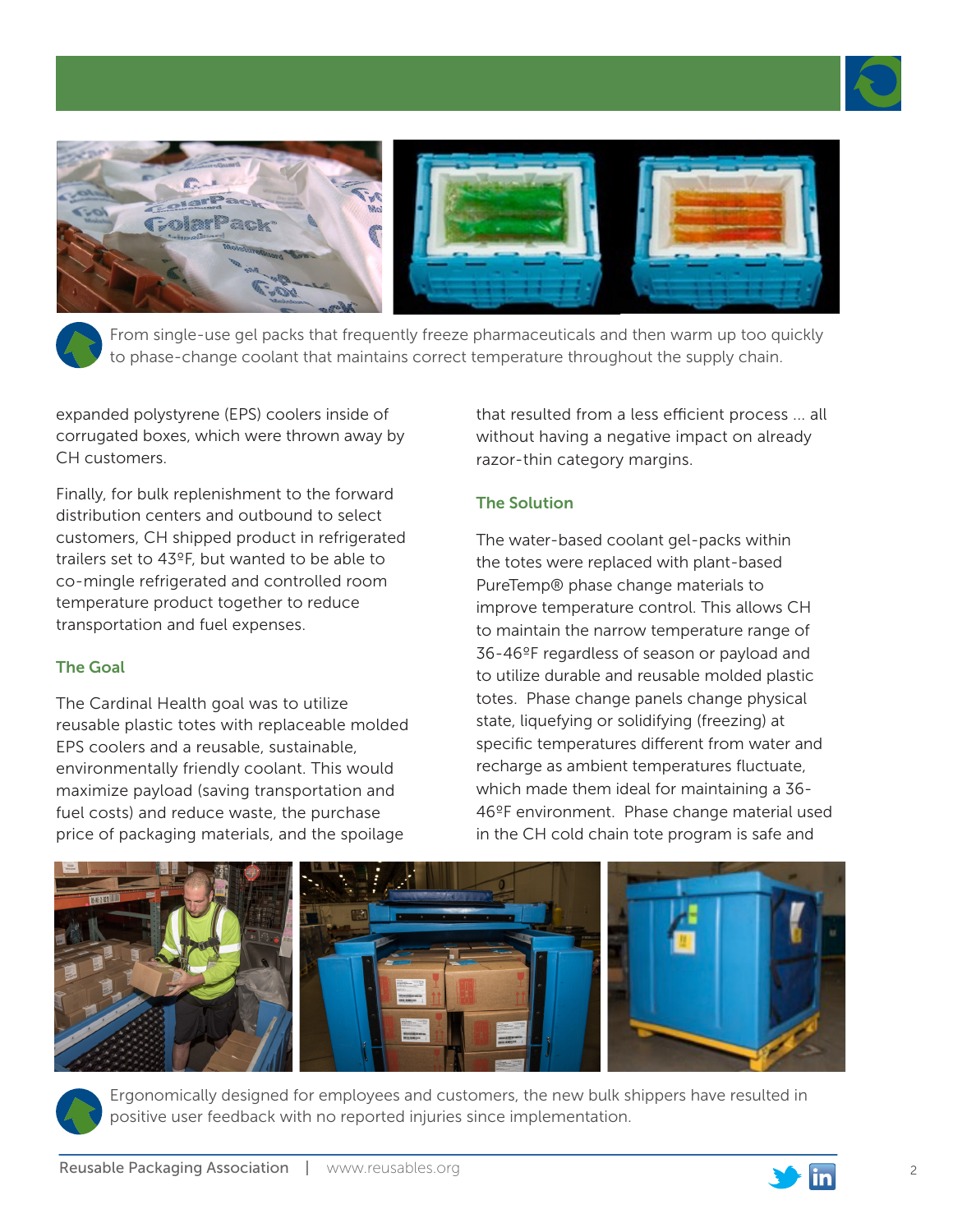From single-use gel packs that frequently freeze pharmaceuticals and then warm up too quickly to phase-change coolant that maintains correct temperature throughout the supply chain.

expanded polystyrene (EPS) coolers inside of corrugated boxes, which were thrown away by CH customers.

Finally, for bulk replenishment to the forward distribution centers and outbound to select customers, CH shipped product in refrigerated trailers set to 43ºF, but wanted to be able to co-mingle refrigerated and controlled room temperature product together to reduce transportation and fuel expenses.

### The Goal

The Cardinal Health goal was to utilize reusable plastic totes with replaceable molded EPS coolers and a reusable, sustainable, environmentally friendly coolant. This would maximize payload (saving transportation and fuel costs) and reduce waste, the purchase price of packaging materials, and the spoilage that resulted from a less efficient process ... all without having a negative impact on already razor-thin category margins.

### The Solution

The water-based coolant gel-packs within the totes were replaced with plant-based PureTemp® phase change materials to improve temperature control. This allows CH to maintain the narrow temperature range of 36-46ºF regardless of season or payload and to utilize durable and reusable molded plastic totes. Phase change panels change physical state, liquefying or solidifying (freezing) at specific temperatures different from water and recharge as ambient temperatures fluctuate, which made them ideal for maintaining a 36-46ºF environment. Phase change material used in the CH cold chain tote program is safe and

Ergonomically designed for employees and customers, the new bulk shippers have resulted in positive user feedback with no reported injuries since implementation.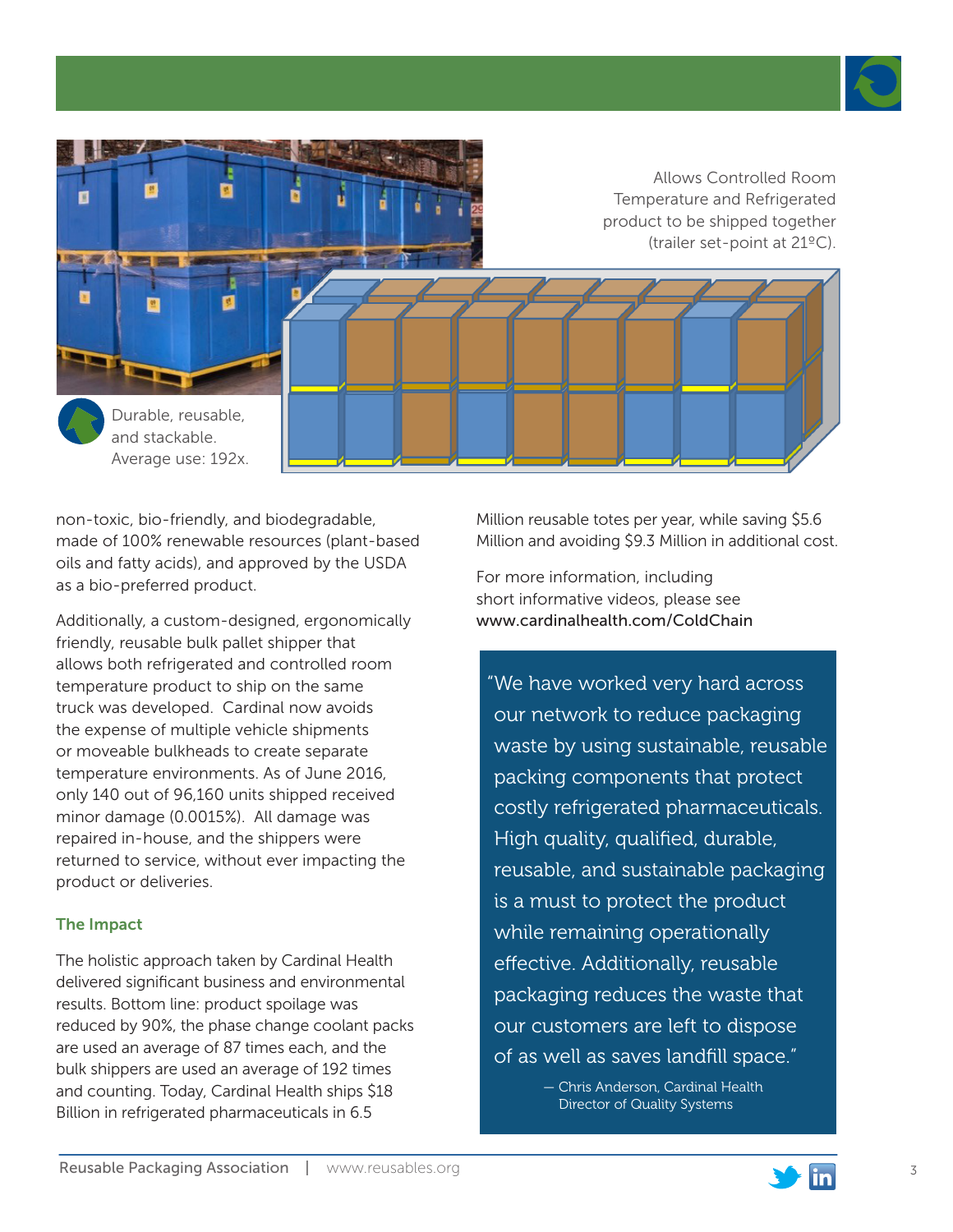Allows Controlled Room Temperature and Refrigerated product to be shipped together (trailer set-point at 21ºC).

Durable, reusable, and stackable. Average use: 192x.

non-toxic, bio-friendly, and biodegradable, made of 100% renewable resources (plant-based oils and fatty acids), and approved by the USDA as a bio-preferred product.

Additionally, a custom-designed, ergonomically friendly, reusable bulk pallet shipper that allows both refrigerated and controlled room temperature product to ship on the same truck was developed. Cardinal now avoids the expense of multiple vehicle shipments or moveable bulkheads to create separate temperature environments. As of June 2016, only 140 out of 96,160 units shipped received minor damage (0.0015%). All damage was repaired in-house, and the shippers were returned to service, without ever impacting the product or deliveries.

### The Impact

The holistic approach taken by Cardinal Health delivered significant business and environmental results. Bottom line: product spoilage was reduced by 90%, the phase change coolant packs are used an average of 87 times each, and the bulk shippers are used an average of 192 times and counting. Today, Cardinal Health ships $18 Billion in refrigerated pharmaceuticals in 6.5 Million reusable totes per year, while saving $5.6 Million and avoiding $9.3 Million in additional cost.

For more information, including short informative videos, please see www.cardinalhealth.com/ColdChain

> "We have worked very hard across our network to reduce packaging waste by using sustainable, reusable packing components that protect costly refrigerated pharmaceuticals. High quality, qualified, durable, reusable, and sustainable packaging is a must to protect the product while remaining operationally effective. Additionally, reusable packaging reduces the waste that our customers are left to dispose of as well as saves landfill space."
>
> — Chris Anderson, Cardinal Health Director of Quality Systems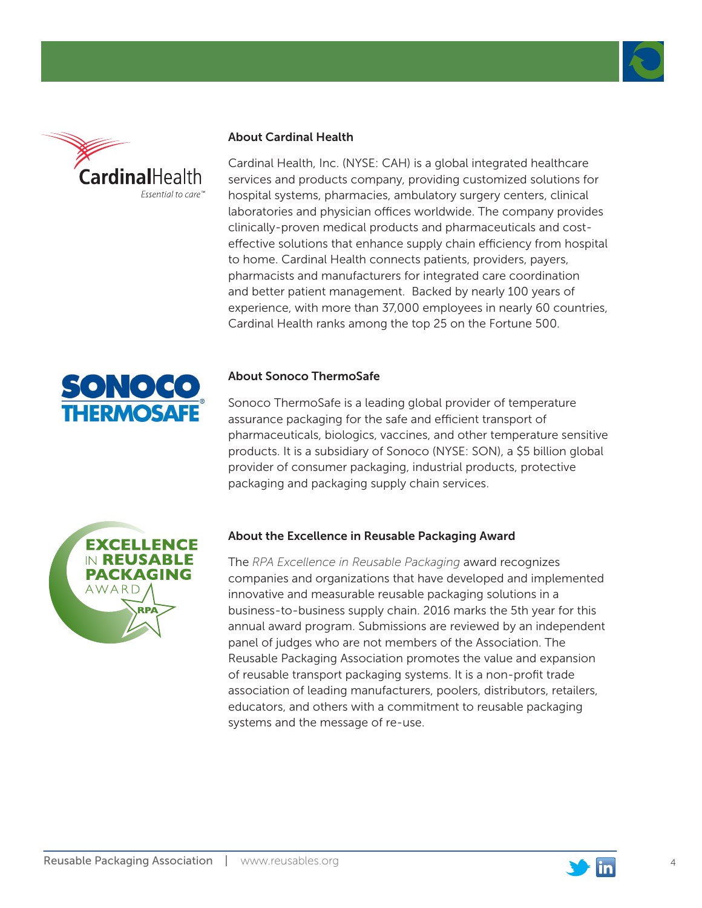## About Cardinal Health

Cardinal Health, Inc. (NYSE: CAH) is a global integrated healthcare services and products company, providing customized solutions for hospital systems, pharmacies, ambulatory surgery centers, clinical laboratories and physician offices worldwide. The company provides clinically-proven medical products and pharmaceuticals and cost-effective solutions that enhance supply chain efficiency from hospital to home. Cardinal Health connects patients, providers, payers, pharmacists and manufacturers for integrated care coordination and better patient management. Backed by nearly 100 years of experience, with more than 37,000 employees in nearly 60 countries, Cardinal Health ranks among the top 25 on the Fortune 500.

## About Sonoco ThermoSafe

Sonoco ThermoSafe is a leading global provider of temperature assurance packaging for the safe and efficient transport of pharmaceuticals, biologics, vaccines, and other temperature sensitive products. It is a subsidiary of Sonoco (NYSE: SON), a $5 billion global provider of consumer packaging, industrial products, protective packaging and packaging supply chain services.

## About the Excellence in Reusable Packaging Award

The *RPA Excellence in Reusable Packaging* award recognizes companies and organizations that have developed and implemented innovative and measurable reusable packaging solutions in a business-to-business supply chain. 2016 marks the 5th year for this annual award program. Submissions are reviewed by an independent panel of judges who are not members of the Association. The Reusable Packaging Association promotes the value and expansion of reusable transport packaging systems. It is a non-profit trade association of leading manufacturers, poolers, distributors, retailers, educators, and others with a commitment to reusable packaging systems and the message of re-use.